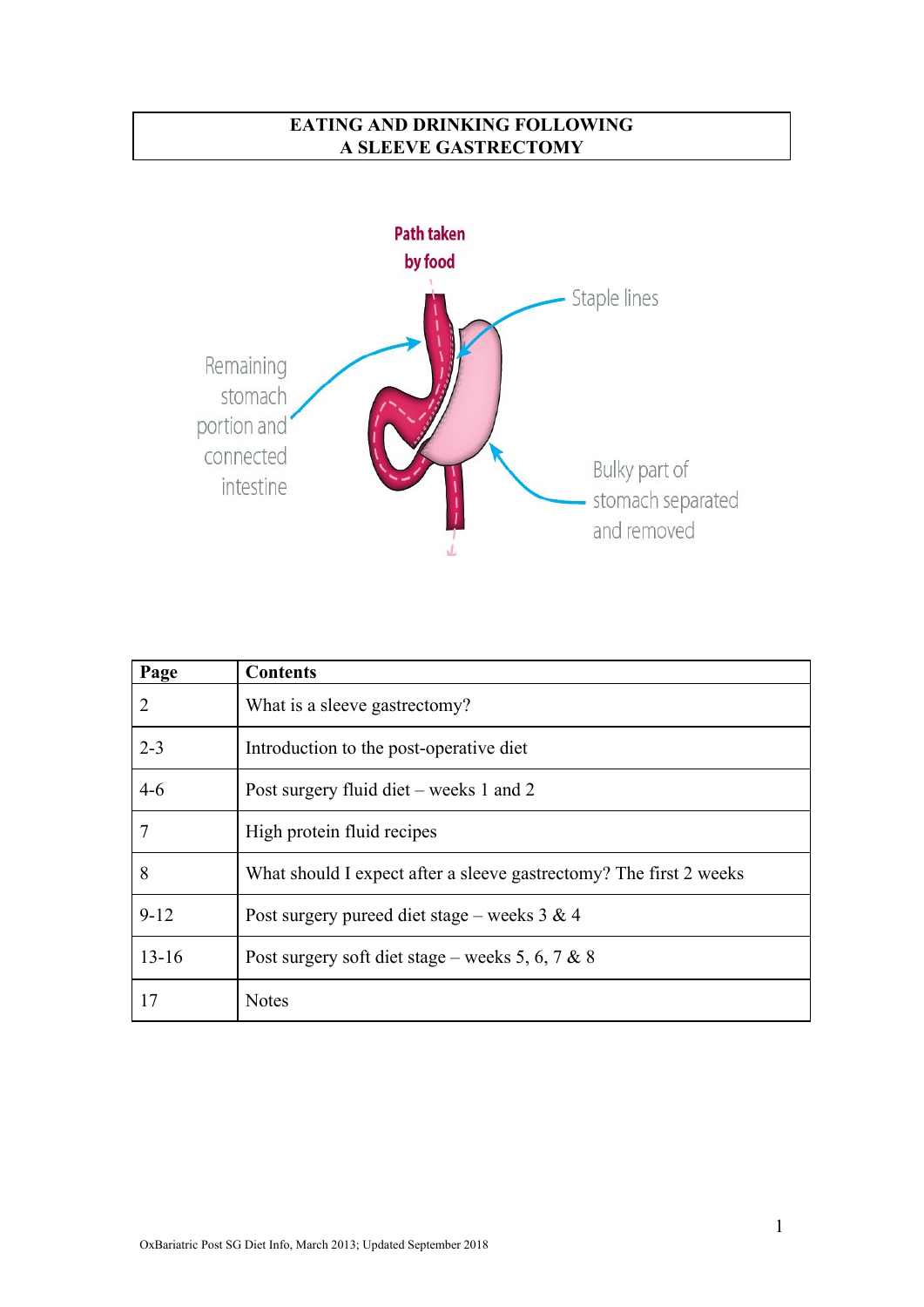# EATING AND DRINKING FOLLOWING A SLEEVE GASTRECTOMY

Path taken by food

Staple lines

Remaining stomach portion and connected intestine

Bulky part of stomach separated and removed

| Page | Contents |
|---|---|
| 2 | What is a sleeve gastrectomy? |
| 2-3 | Introduction to the post-operative diet |
| 4-6 | Post surgery fluid diet – weeks 1 and 2 |
| 7 | High protein fluid recipes |
| 8 | What should I expect after a sleeve gastrectomy? The first 2 weeks |
| 9-12 | Post surgery pureed diet stage – weeks 3 & 4 |
| 13-16 | Post surgery soft diet stage – weeks 5, 6, 7 & 8 |
| 17 | Notes |

OxBariatric Post SG Diet Info, March 2013; Updated September 2018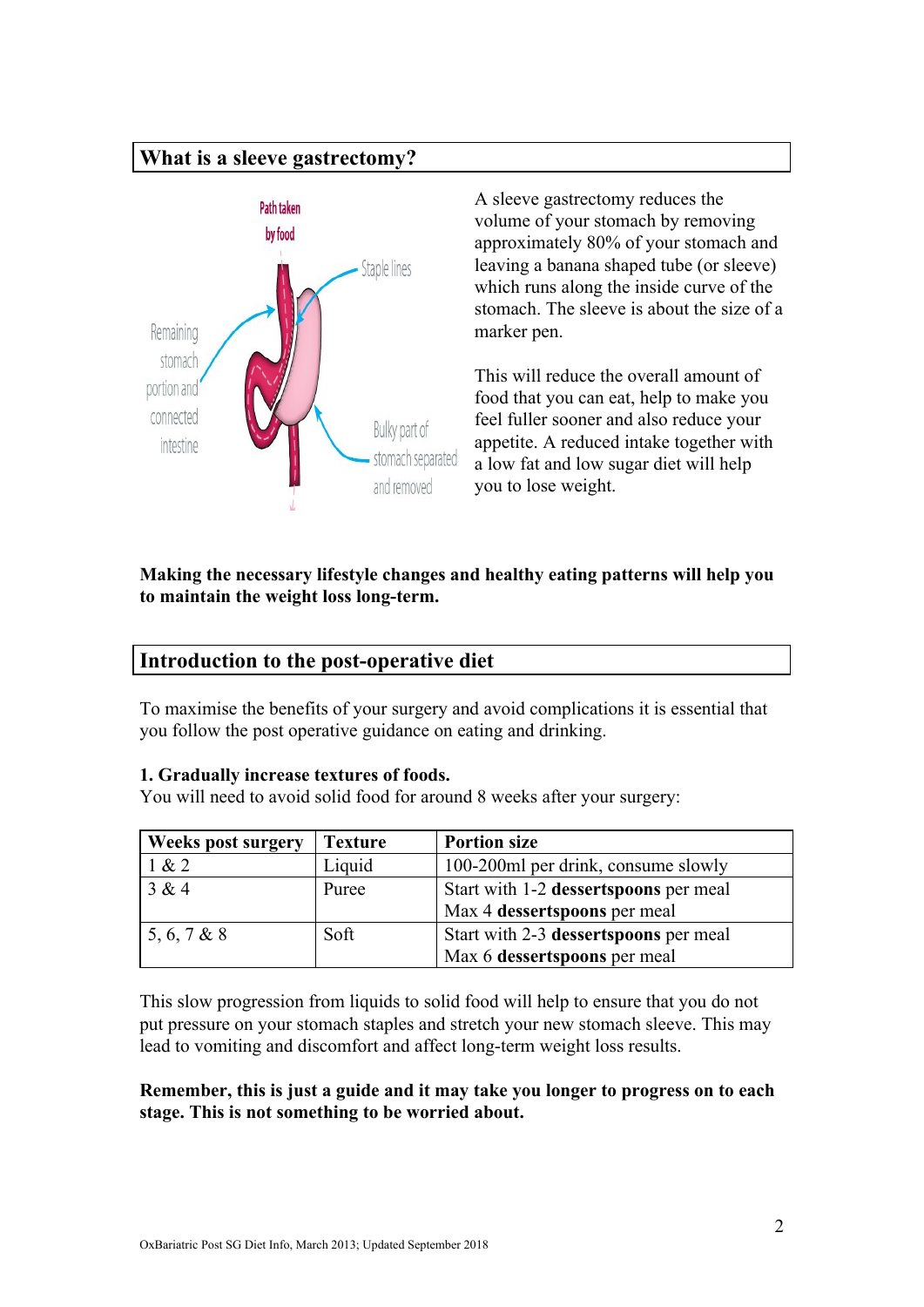## What is a sleeve gastrectomy?

Path taken by food

Staple lines

Remaining stomach portion and connected intestine

Bulky part of stomach separated and removed

A sleeve gastrectomy reduces the volume of your stomach by removing approximately 80% of your stomach and leaving a banana shaped tube (or sleeve) which runs along the inside curve of the stomach. The sleeve is about the size of a marker pen.

This will reduce the overall amount of food that you can eat, help to make you feel fuller sooner and also reduce your appetite. A reduced intake together with a low fat and low sugar diet will help you to lose weight.

**Making the necessary lifestyle changes and healthy eating patterns will help you to maintain the weight loss long-term.**

## Introduction to the post-operative diet

To maximise the benefits of your surgery and avoid complications it is essential that you follow the post operative guidance on eating and drinking.

**1. Gradually increase textures of foods.**
You will need to avoid solid food for around 8 weeks after your surgery:

| Weeks post surgery | Texture | Portion size |
|---|---|---|
| 1 & 2 | Liquid | 100-200ml per drink, consume slowly |
| 3 & 4 | Puree | Start with 1-2 **dessertspoons** per meal<br>Max 4 **dessertspoons** per meal |
| 5, 6, 7 & 8 | Soft | Start with 2-3 **dessertspoons** per meal<br>Max 6 **dessertspoons** per meal |

This slow progression from liquids to solid food will help to ensure that you do not put pressure on your stomach staples and stretch your new stomach sleeve. This may lead to vomiting and discomfort and affect long-term weight loss results.

**Remember, this is just a guide and it may take you longer to progress on to each stage. This is not something to be worried about.**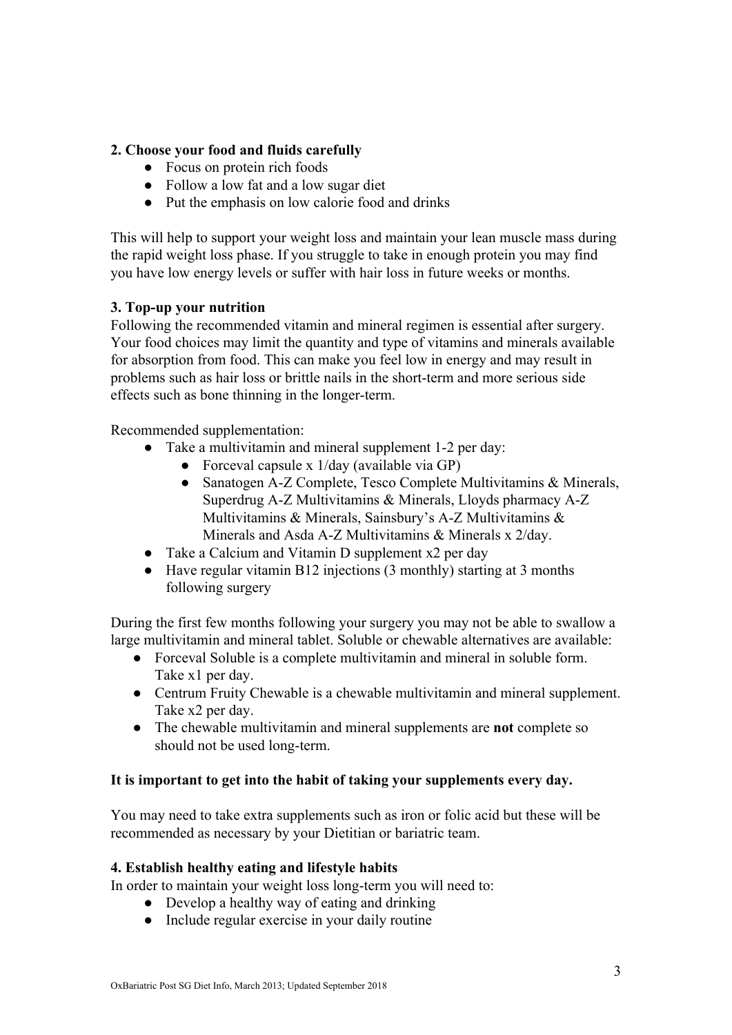**2. Choose your food and fluids carefully**

- Focus on protein rich foods
- Follow a low fat and a low sugar diet
- Put the emphasis on low calorie food and drinks

This will help to support your weight loss and maintain your lean muscle mass during the rapid weight loss phase. If you struggle to take in enough protein you may find you have low energy levels or suffer with hair loss in future weeks or months.

**3. Top-up your nutrition**

Following the recommended vitamin and mineral regimen is essential after surgery. Your food choices may limit the quantity and type of vitamins and minerals available for absorption from food. This can make you feel low in energy and may result in problems such as hair loss or brittle nails in the short-term and more serious side effects such as bone thinning in the longer-term.

Recommended supplementation:

- Take a multivitamin and mineral supplement 1-2 per day:
  - Forceval capsule x 1/day (available via GP)
  - Sanatogen A-Z Complete, Tesco Complete Multivitamins & Minerals, Superdrug A-Z Multivitamins & Minerals, Lloyds pharmacy A-Z Multivitamins & Minerals, Sainsbury's A-Z Multivitamins & Minerals and Asda A-Z Multivitamins & Minerals x 2/day.
- Take a Calcium and Vitamin D supplement x2 per day
- Have regular vitamin B12 injections (3 monthly) starting at 3 months following surgery

During the first few months following your surgery you may not be able to swallow a large multivitamin and mineral tablet. Soluble or chewable alternatives are available:

- Forceval Soluble is a complete multivitamin and mineral in soluble form. Take x1 per day.
- Centrum Fruity Chewable is a chewable multivitamin and mineral supplement. Take x2 per day.
- The chewable multivitamin and mineral supplements are **not** complete so should not be used long-term.

**It is important to get into the habit of taking your supplements every day.**

You may need to take extra supplements such as iron or folic acid but these will be recommended as necessary by your Dietitian or bariatric team.

**4. Establish healthy eating and lifestyle habits**

In order to maintain your weight loss long-term you will need to:

- Develop a healthy way of eating and drinking
- Include regular exercise in your daily routine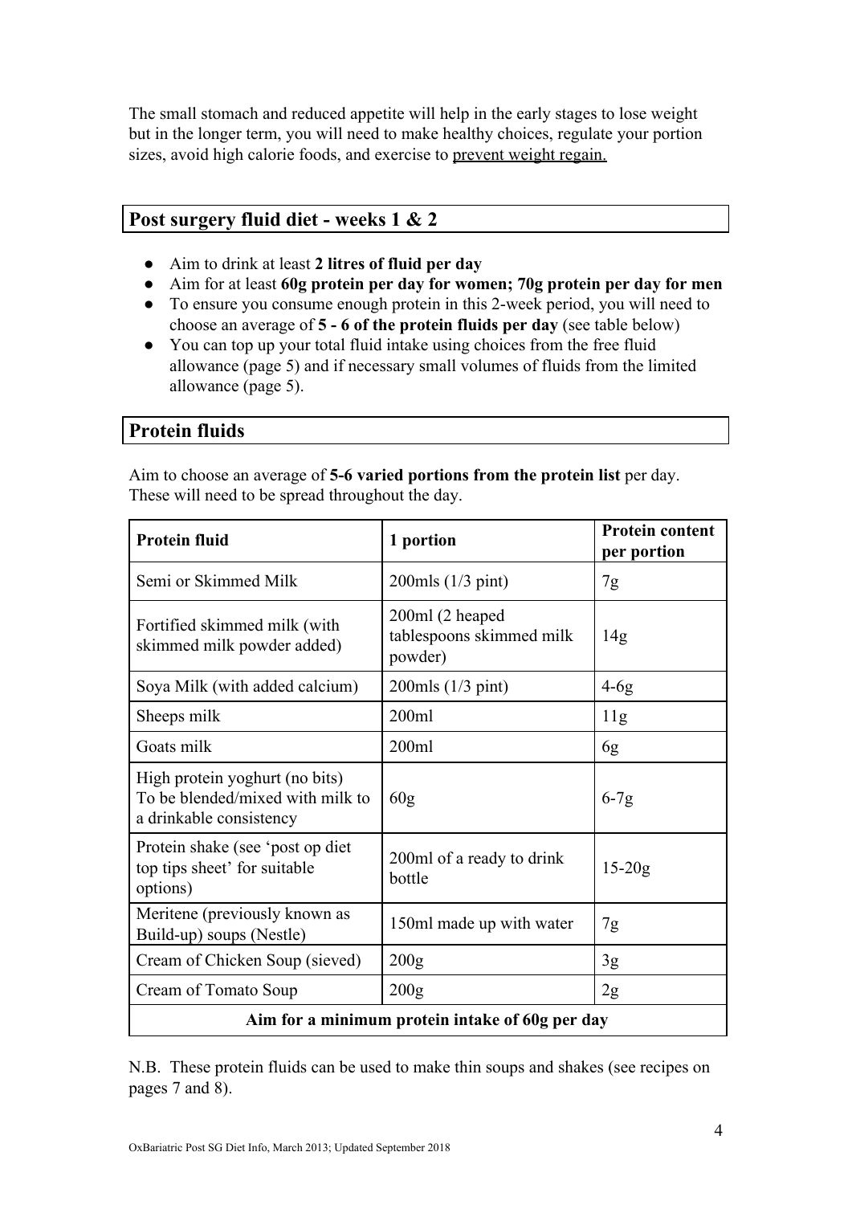The small stomach and reduced appetite will help in the early stages to lose weight but in the longer term, you will need to make healthy choices, regulate your portion sizes, avoid high calorie foods, and exercise to prevent weight regain.

## Post surgery fluid diet - weeks 1 & 2

- Aim to drink at least **2 litres of fluid per day**
- Aim for at least **60g protein per day for women; 70g protein per day for men**
- To ensure you consume enough protein in this 2-week period, you will need to choose an average of **5 - 6 of the protein fluids per day** (see table below)
- You can top up your total fluid intake using choices from the free fluid allowance (page 5) and if necessary small volumes of fluids from the limited allowance (page 5).

## Protein fluids

Aim to choose an average of **5-6 varied portions from the protein list** per day. These will need to be spread throughout the day.

| Protein fluid | 1 portion | Protein content per portion |
|---|---|---|
| Semi or Skimmed Milk | 200mls (1/3 pint) | 7g |
| Fortified skimmed milk (with skimmed milk powder added) | 200ml (2 heaped tablespoons skimmed milk powder) | 14g |
| Soya Milk (with added calcium) | 200mls (1/3 pint) | 4-6g |
| Sheeps milk | 200ml | 11g |
| Goats milk | 200ml | 6g |
| High protein yoghurt (no bits) To be blended/mixed with milk to a drinkable consistency | 60g | 6-7g |
| Protein shake (see 'post op diet top tips sheet' for suitable options) | 200ml of a ready to drink bottle | 15-20g |
| Meritene (previously known as Build-up) soups (Nestle) | 150ml made up with water | 7g |
| Cream of Chicken Soup (sieved) | 200g | 3g |
| Cream of Tomato Soup | 200g | 2g |
| **Aim for a minimum protein intake of 60g per day** | | |

N.B. These protein fluids can be used to make thin soups and shakes (see recipes on pages 7 and 8).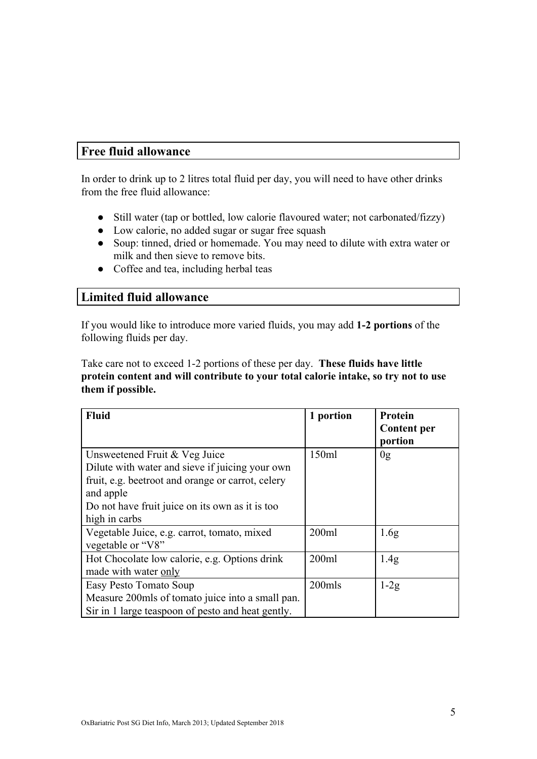## Free fluid allowance

In order to drink up to 2 litres total fluid per day, you will need to have other drinks from the free fluid allowance:

- Still water (tap or bottled, low calorie flavoured water; not carbonated/fizzy)
- Low calorie, no added sugar or sugar free squash
- Soup: tinned, dried or homemade. You may need to dilute with extra water or milk and then sieve to remove bits.
- Coffee and tea, including herbal teas

## Limited fluid allowance

If you would like to introduce more varied fluids, you may add **1-2 portions** of the following fluids per day.

Take care not to exceed 1-2 portions of these per day. **These fluids have little protein content and will contribute to your total calorie intake, so try not to use them if possible.**

| Fluid | 1 portion | Protein Content per portion |
|---|---|---|
| Unsweetened Fruit & Veg Juice<br>Dilute with water and sieve if juicing your own fruit, e.g. beetroot and orange or carrot, celery and apple<br>Do not have fruit juice on its own as it is too high in carbs | 150ml | 0g |
| Vegetable Juice, e.g. carrot, tomato, mixed vegetable or "V8" | 200ml | 1.6g |
| Hot Chocolate low calorie, e.g. Options drink made with water <u>only</u> | 200ml | 1.4g |
| Easy Pesto Tomato Soup<br>Measure 200mls of tomato juice into a small pan. Sir in 1 large teaspoon of pesto and heat gently. | 200mls | 1-2g |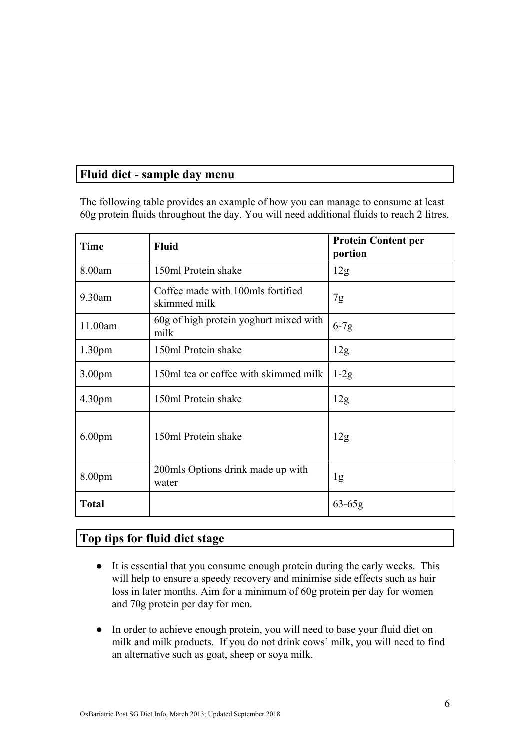## Fluid diet - sample day menu

The following table provides an example of how you can manage to consume at least 60g protein fluids throughout the day. You will need additional fluids to reach 2 litres.

| Time | Fluid | Protein Content per portion |
|---|---|---|
| 8.00am | 150ml Protein shake | 12g |
| 9.30am | Coffee made with 100mls fortified skimmed milk | 7g |
| 11.00am | 60g of high protein yoghurt mixed with milk | 6-7g |
| 1.30pm | 150ml Protein shake | 12g |
| 3.00pm | 150ml tea or coffee with skimmed milk | 1-2g |
| 4.30pm | 150ml Protein shake | 12g |
| 6.00pm | 150ml Protein shake | 12g |
| 8.00pm | 200mls Options drink made up with water | 1g |
| **Total** | | 63-65g |

## Top tips for fluid diet stage

- It is essential that you consume enough protein during the early weeks. This will help to ensure a speedy recovery and minimise side effects such as hair loss in later months. Aim for a minimum of 60g protein per day for women and 70g protein per day for men.
- In order to achieve enough protein, you will need to base your fluid diet on milk and milk products. If you do not drink cows' milk, you will need to find an alternative such as goat, sheep or soya milk.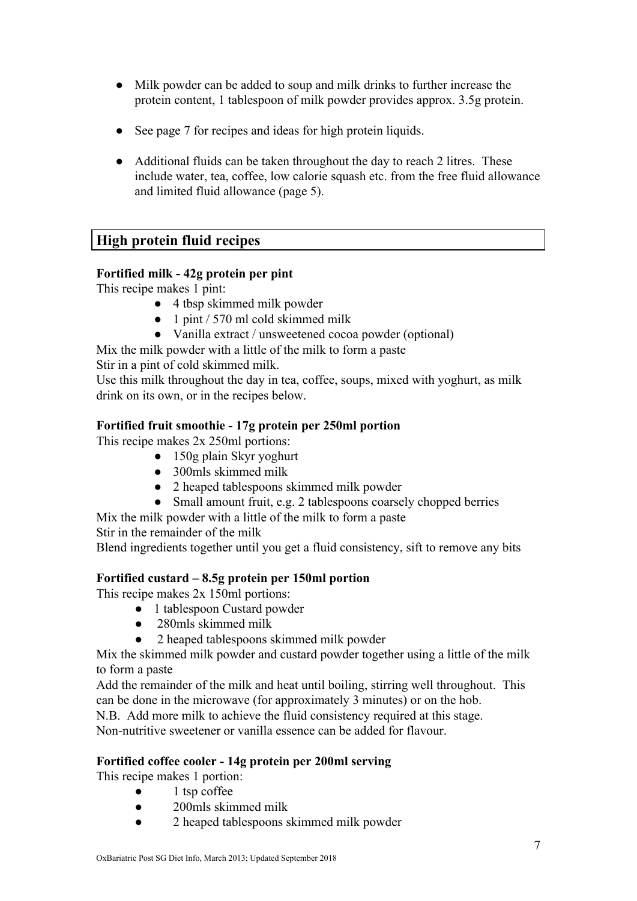- Milk powder can be added to soup and milk drinks to further increase the protein content, 1 tablespoon of milk powder provides approx. 3.5g protein.

- See page 7 for recipes and ideas for high protein liquids.

- Additional fluids can be taken throughout the day to reach 2 litres. These include water, tea, coffee, low calorie squash etc. from the free fluid allowance and limited fluid allowance (page 5).

## High protein fluid recipes

**Fortified milk - 42g protein per pint**

This recipe makes 1 pint:

- 4 tbsp skimmed milk powder
- 1 pint / 570 ml cold skimmed milk
- Vanilla extract / unsweetened cocoa powder (optional)

Mix the milk powder with a little of the milk to form a paste

Stir in a pint of cold skimmed milk.

Use this milk throughout the day in tea, coffee, soups, mixed with yoghurt, as milk drink on its own, or in the recipes below.

**Fortified fruit smoothie - 17g protein per 250ml portion**

This recipe makes 2x 250ml portions:

- 150g plain Skyr yoghurt
- 300mls skimmed milk
- 2 heaped tablespoons skimmed milk powder
- Small amount fruit, e.g. 2 tablespoons coarsely chopped berries

Mix the milk powder with a little of the milk to form a paste

Stir in the remainder of the milk

Blend ingredients together until you get a fluid consistency, sift to remove any bits

**Fortified custard – 8.5g protein per 150ml portion**

This recipe makes 2x 150ml portions:

- 1 tablespoon Custard powder
- 280mls skimmed milk
- 2 heaped tablespoons skimmed milk powder

Mix the skimmed milk powder and custard powder together using a little of the milk to form a paste

Add the remainder of the milk and heat until boiling, stirring well throughout. This can be done in the microwave (for approximately 3 minutes) or on the hob.

N.B. Add more milk to achieve the fluid consistency required at this stage.

Non-nutritive sweetener or vanilla essence can be added for flavour.

**Fortified coffee cooler - 14g protein per 200ml serving**

This recipe makes 1 portion:

- 1 tsp coffee
- 200mls skimmed milk
- 2 heaped tablespoons skimmed milk powder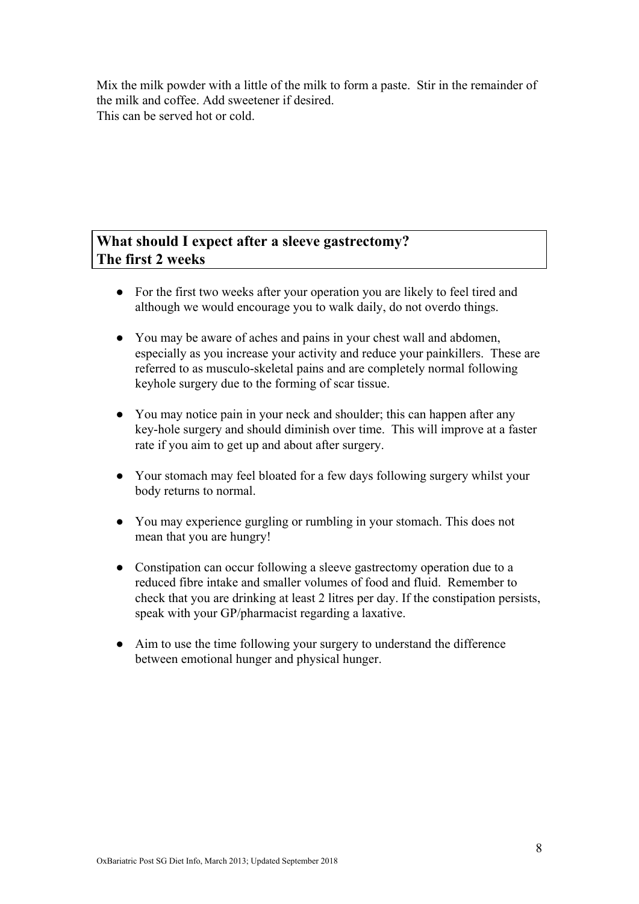Mix the milk powder with a little of the milk to form a paste. Stir in the remainder of the milk and coffee. Add sweetener if desired.
This can be served hot or cold.

## What should I expect after a sleeve gastrectomy? The first 2 weeks

- For the first two weeks after your operation you are likely to feel tired and although we would encourage you to walk daily, do not overdo things.
- You may be aware of aches and pains in your chest wall and abdomen, especially as you increase your activity and reduce your painkillers. These are referred to as musculo-skeletal pains and are completely normal following keyhole surgery due to the forming of scar tissue.
- You may notice pain in your neck and shoulder; this can happen after any key-hole surgery and should diminish over time. This will improve at a faster rate if you aim to get up and about after surgery.
- Your stomach may feel bloated for a few days following surgery whilst your body returns to normal.
- You may experience gurgling or rumbling in your stomach. This does not mean that you are hungry!
- Constipation can occur following a sleeve gastrectomy operation due to a reduced fibre intake and smaller volumes of food and fluid. Remember to check that you are drinking at least 2 litres per day. If the constipation persists, speak with your GP/pharmacist regarding a laxative.
- Aim to use the time following your surgery to understand the difference between emotional hunger and physical hunger.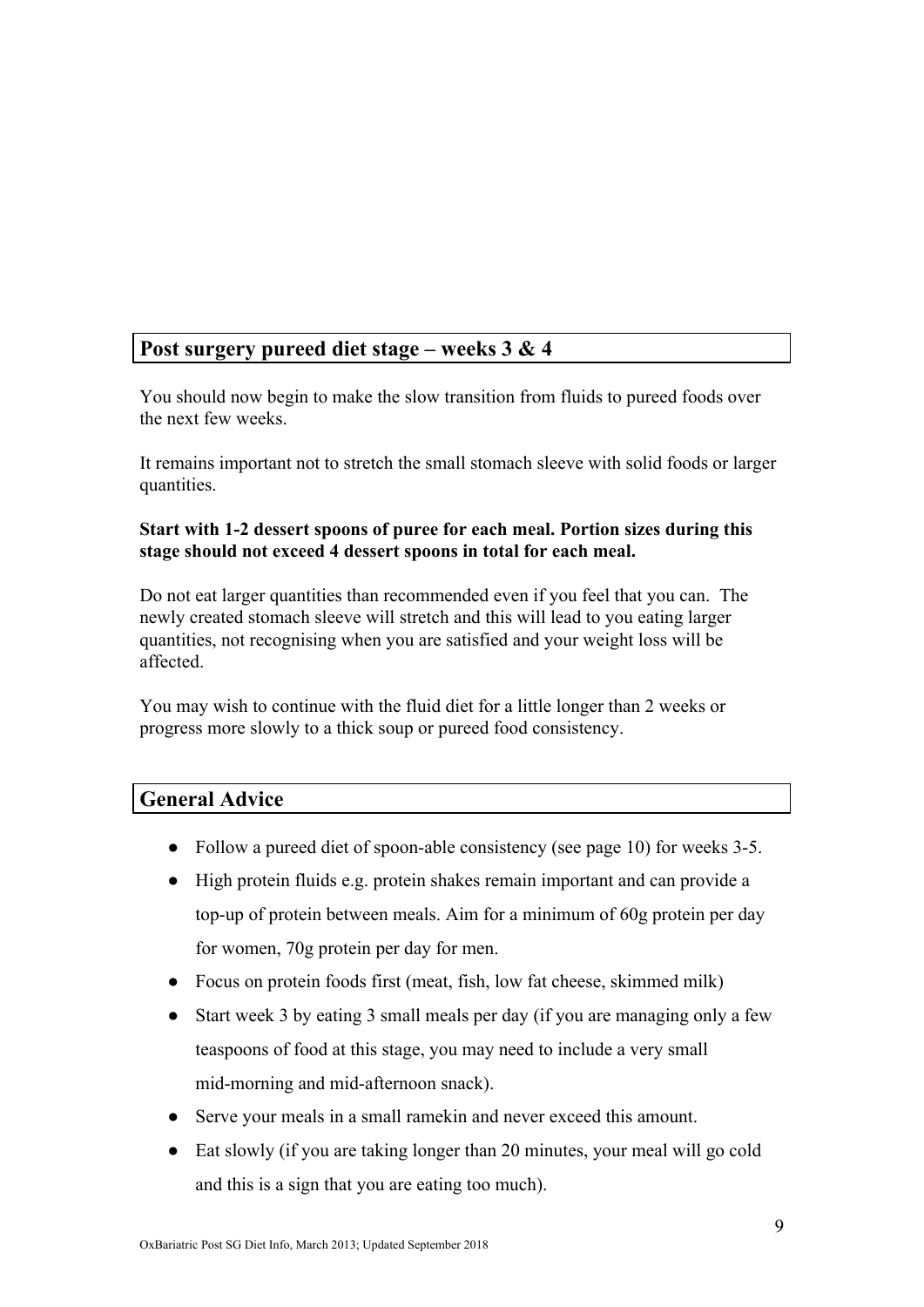## Post surgery pureed diet stage – weeks 3 & 4

You should now begin to make the slow transition from fluids to pureed foods over the next few weeks.

It remains important not to stretch the small stomach sleeve with solid foods or larger quantities.

**Start with 1-2 dessert spoons of puree for each meal. Portion sizes during this stage should not exceed 4 dessert spoons in total for each meal.**

Do not eat larger quantities than recommended even if you feel that you can. The newly created stomach sleeve will stretch and this will lead to you eating larger quantities, not recognising when you are satisfied and your weight loss will be affected.

You may wish to continue with the fluid diet for a little longer than 2 weeks or progress more slowly to a thick soup or pureed food consistency.

## General Advice

- Follow a pureed diet of spoon-able consistency (see page 10) for weeks 3-5.
- High protein fluids e.g. protein shakes remain important and can provide a top-up of protein between meals. Aim for a minimum of 60g protein per day for women, 70g protein per day for men.
- Focus on protein foods first (meat, fish, low fat cheese, skimmed milk)
- Start week 3 by eating 3 small meals per day (if you are managing only a few teaspoons of food at this stage, you may need to include a very small mid-morning and mid-afternoon snack).
- Serve your meals in a small ramekin and never exceed this amount.
- Eat slowly (if you are taking longer than 20 minutes, your meal will go cold and this is a sign that you are eating too much).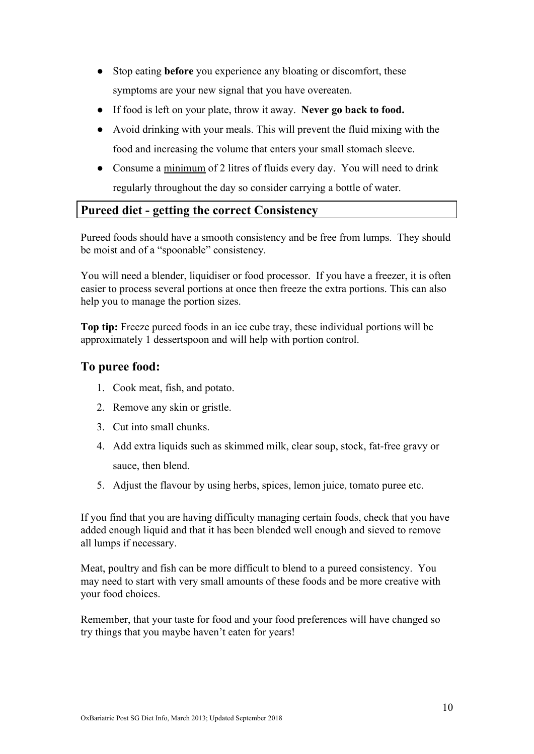- Stop eating **before** you experience any bloating or discomfort, these symptoms are your new signal that you have overeaten.
- If food is left on your plate, throw it away. **Never go back to food.**
- Avoid drinking with your meals. This will prevent the fluid mixing with the food and increasing the volume that enters your small stomach sleeve.
- Consume a minimum of 2 litres of fluids every day. You will need to drink regularly throughout the day so consider carrying a bottle of water.

## Pureed diet - getting the correct Consistency

Pureed foods should have a smooth consistency and be free from lumps. They should be moist and of a "spoonable" consistency.

You will need a blender, liquidiser or food processor. If you have a freezer, it is often easier to process several portions at once then freeze the extra portions. This can also help you to manage the portion sizes.

**Top tip:** Freeze pureed foods in an ice cube tray, these individual portions will be approximately 1 dessertspoon and will help with portion control.

### To puree food:

1. Cook meat, fish, and potato.
2. Remove any skin or gristle.
3. Cut into small chunks.
4. Add extra liquids such as skimmed milk, clear soup, stock, fat-free gravy or sauce, then blend.
5. Adjust the flavour by using herbs, spices, lemon juice, tomato puree etc.

If you find that you are having difficulty managing certain foods, check that you have added enough liquid and that it has been blended well enough and sieved to remove all lumps if necessary.

Meat, poultry and fish can be more difficult to blend to a pureed consistency. You may need to start with very small amounts of these foods and be more creative with your food choices.

Remember, that your taste for food and your food preferences will have changed so try things that you maybe haven't eaten for years!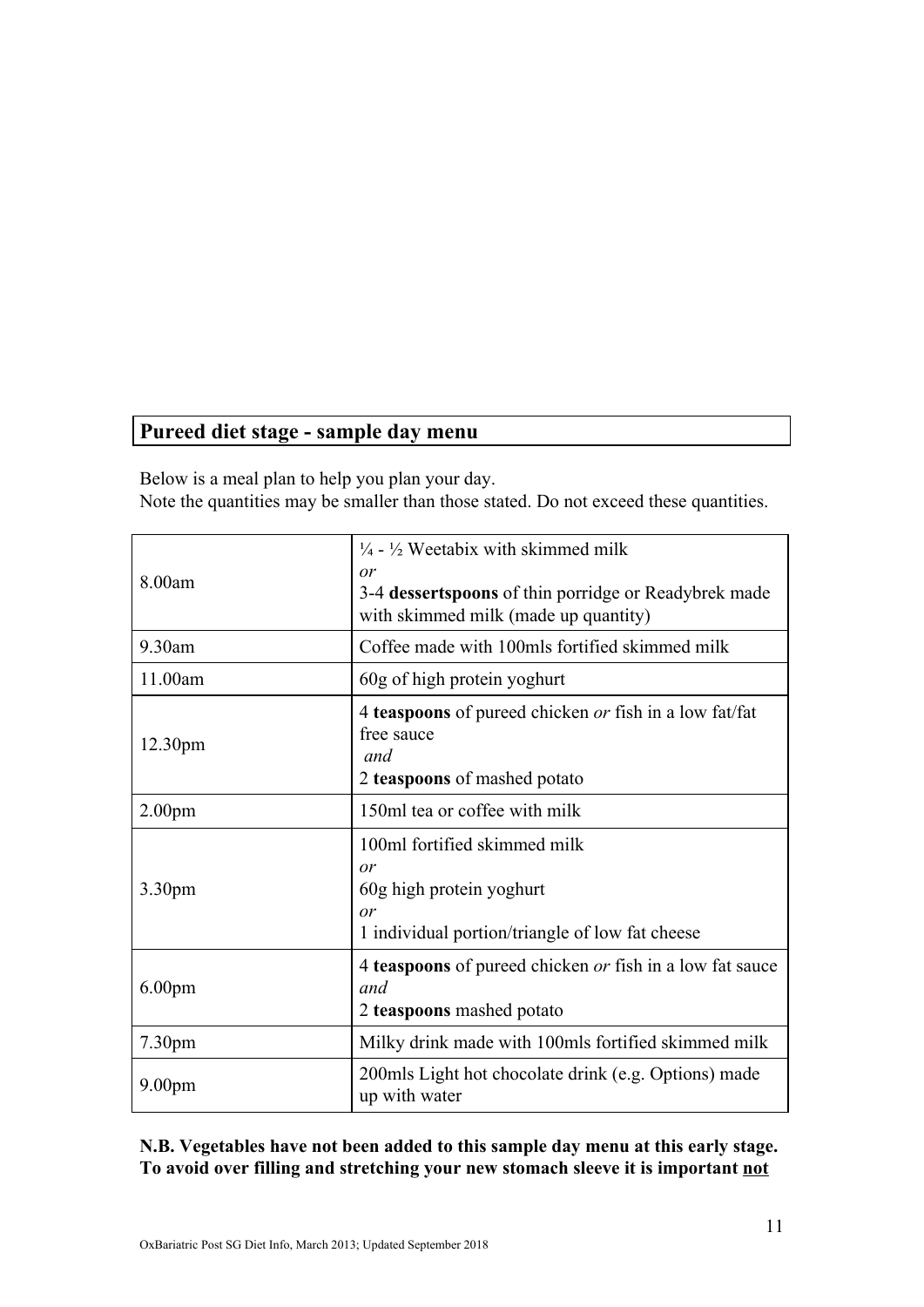## Pureed diet stage - sample day menu

Below is a meal plan to help you plan your day.
Note the quantities may be smaller than those stated. Do not exceed these quantities.

| | |
|---|---|
| 8.00am | ¼ - ½ Weetabix with skimmed milk<br>*or*<br>3-4 **dessertspoons** of thin porridge or Readybrek made with skimmed milk (made up quantity) |
| 9.30am | Coffee made with 100mls fortified skimmed milk |
| 11.00am | 60g of high protein yoghurt |
| 12.30pm | 4 **teaspoons** of pureed chicken *or* fish in a low fat/fat free sauce<br>*and*<br>2 **teaspoons** of mashed potato |
| 2.00pm | 150ml tea or coffee with milk |
| 3.30pm | 100ml fortified skimmed milk<br>*or*<br>60g high protein yoghurt<br>*or*<br>1 individual portion/triangle of low fat cheese |
| 6.00pm | 4 **teaspoons** of pureed chicken *or* fish in a low fat sauce<br>*and*<br>2 **teaspoons** mashed potato |
| 7.30pm | Milky drink made with 100mls fortified skimmed milk |
| 9.00pm | 200mls Light hot chocolate drink (e.g. Options) made up with water |

**N.B. Vegetables have not been added to this sample day menu at this early stage. To avoid over filling and stretching your new stomach sleeve it is important <u>not</u>**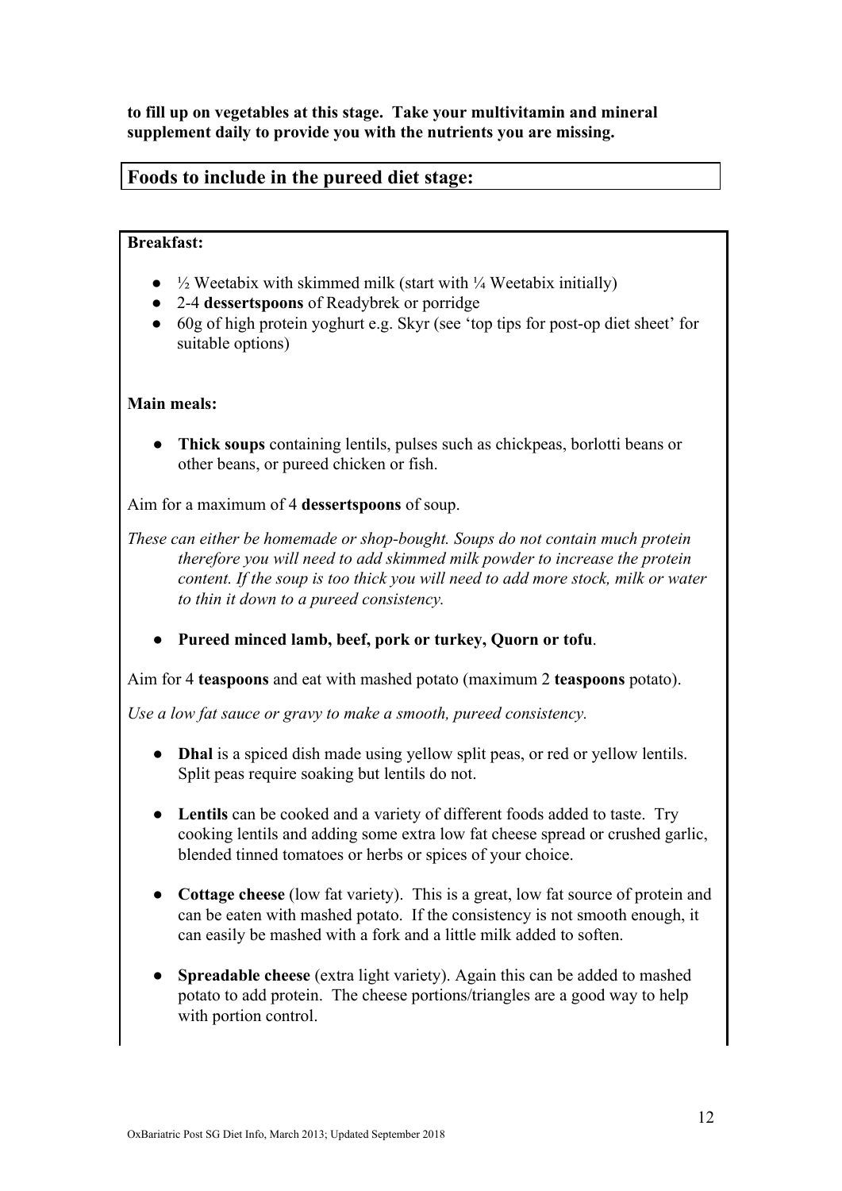**to fill up on vegetables at this stage. Take your multivitamin and mineral supplement daily to provide you with the nutrients you are missing.**

## Foods to include in the pureed diet stage:

**Breakfast:**

- ½ Weetabix with skimmed milk (start with ¼ Weetabix initially)
- 2-4 **dessertspoons** of Readybrek or porridge
- 60g of high protein yoghurt e.g. Skyr (see 'top tips for post-op diet sheet' for suitable options)

**Main meals:**

- **Thick soups** containing lentils, pulses such as chickpeas, borlotti beans or other beans, or pureed chicken or fish.

Aim for a maximum of 4 **dessertspoons** of soup.

*These can either be homemade or shop-bought. Soups do not contain much protein therefore you will need to add skimmed milk powder to increase the protein content. If the soup is too thick you will need to add more stock, milk or water to thin it down to a pureed consistency.*

- **Pureed minced lamb, beef, pork or turkey, Quorn or tofu**.

Aim for 4 **teaspoons** and eat with mashed potato (maximum 2 **teaspoons** potato).

*Use a low fat sauce or gravy to make a smooth, pureed consistency.*

- **Dhal** is a spiced dish made using yellow split peas, or red or yellow lentils. Split peas require soaking but lentils do not.
- **Lentils** can be cooked and a variety of different foods added to taste. Try cooking lentils and adding some extra low fat cheese spread or crushed garlic, blended tinned tomatoes or herbs or spices of your choice.
- **Cottage cheese** (low fat variety). This is a great, low fat source of protein and can be eaten with mashed potato. If the consistency is not smooth enough, it can easily be mashed with a fork and a little milk added to soften.
- **Spreadable cheese** (extra light variety). Again this can be added to mashed potato to add protein. The cheese portions/triangles are a good way to help with portion control.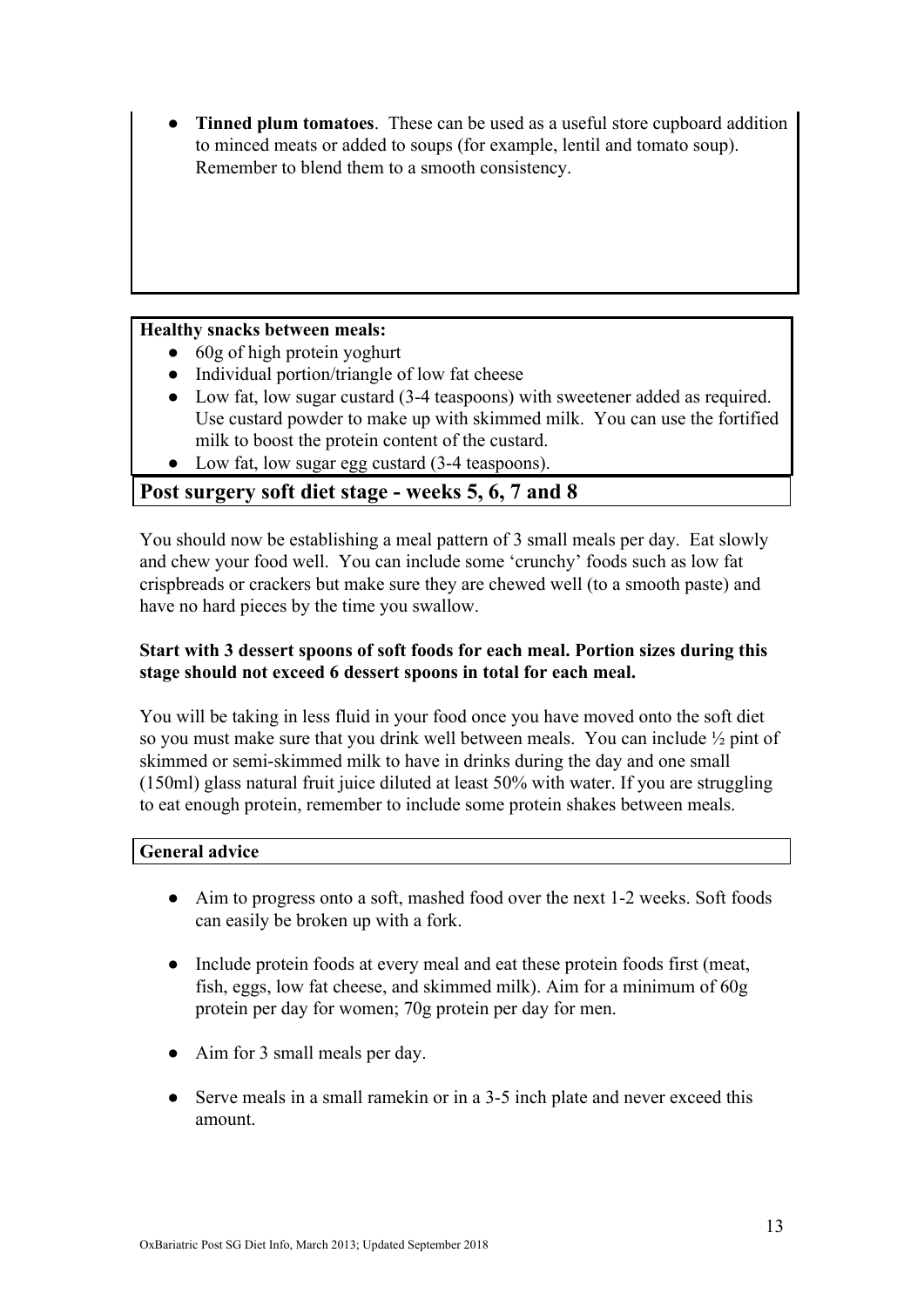- **Tinned plum tomatoes**. These can be used as a useful store cupboard addition to minced meats or added to soups (for example, lentil and tomato soup). Remember to blend them to a smooth consistency.

**Healthy snacks between meals:**

- 60g of high protein yoghurt
- Individual portion/triangle of low fat cheese
- Low fat, low sugar custard (3-4 teaspoons) with sweetener added as required. Use custard powder to make up with skimmed milk. You can use the fortified milk to boost the protein content of the custard.
- Low fat, low sugar egg custard (3-4 teaspoons).

## Post surgery soft diet stage - weeks 5, 6, 7 and 8

You should now be establishing a meal pattern of 3 small meals per day. Eat slowly and chew your food well. You can include some 'crunchy' foods such as low fat crispbreads or crackers but make sure they are chewed well (to a smooth paste) and have no hard pieces by the time you swallow.

**Start with 3 dessert spoons of soft foods for each meal. Portion sizes during this stage should not exceed 6 dessert spoons in total for each meal.**

You will be taking in less fluid in your food once you have moved onto the soft diet so you must make sure that you drink well between meals. You can include ½ pint of skimmed or semi-skimmed milk to have in drinks during the day and one small (150ml) glass natural fruit juice diluted at least 50% with water. If you are struggling to eat enough protein, remember to include some protein shakes between meals.

### General advice

- Aim to progress onto a soft, mashed food over the next 1-2 weeks. Soft foods can easily be broken up with a fork.
- Include protein foods at every meal and eat these protein foods first (meat, fish, eggs, low fat cheese, and skimmed milk). Aim for a minimum of 60g protein per day for women; 70g protein per day for men.
- Aim for 3 small meals per day.
- Serve meals in a small ramekin or in a 3-5 inch plate and never exceed this amount.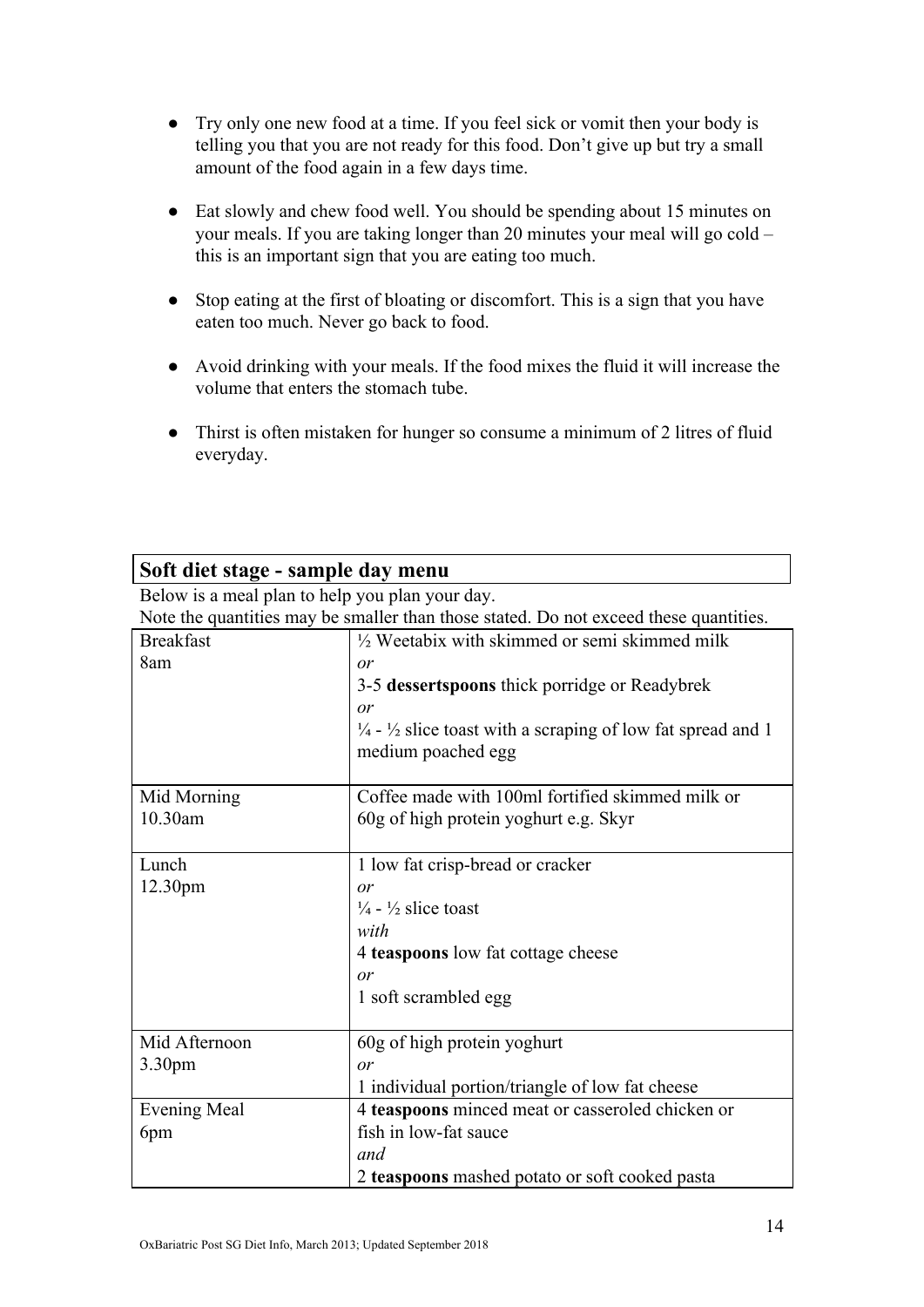- Try only one new food at a time. If you feel sick or vomit then your body is telling you that you are not ready for this food. Don't give up but try a small amount of the food again in a few days time.

- Eat slowly and chew food well. You should be spending about 15 minutes on your meals. If you are taking longer than 20 minutes your meal will go cold – this is an important sign that you are eating too much.

- Stop eating at the first of bloating or discomfort. This is a sign that you have eaten too much. Never go back to food.

- Avoid drinking with your meals. If the food mixes the fluid it will increase the volume that enters the stomach tube.

- Thirst is often mistaken for hunger so consume a minimum of 2 litres of fluid everyday.

## Soft diet stage - sample day menu

Below is a meal plan to help you plan your day.
Note the quantities may be smaller than those stated. Do not exceed these quantities.

| | |
|---|---|
| Breakfast<br>8am | ½ Weetabix with skimmed or semi skimmed milk<br>*or*<br>3-5 **dessertspoons** thick porridge or Readybrek<br>*or*<br>¼ - ½ slice toast with a scraping of low fat spread and 1 medium poached egg |
| Mid Morning<br>10.30am | Coffee made with 100ml fortified skimmed milk or 60g of high protein yoghurt e.g. Skyr |
| Lunch<br>12.30pm | 1 low fat crisp-bread or cracker<br>*or*<br>¼ - ½ slice toast<br>*with*<br>4 **teaspoons** low fat cottage cheese<br>*or*<br>1 soft scrambled egg |
| Mid Afternoon<br>3.30pm | 60g of high protein yoghurt<br>*or*<br>1 individual portion/triangle of low fat cheese |
| Evening Meal<br>6pm | 4 **teaspoons** minced meat or casseroled chicken or fish in low-fat sauce<br>*and*<br>2 **teaspoons** mashed potato or soft cooked pasta |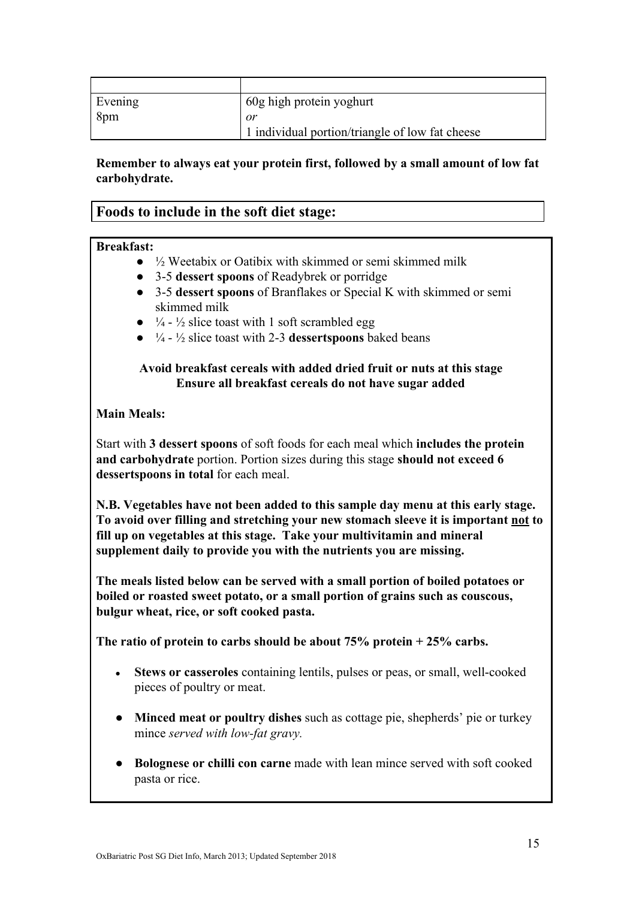| | |
|---|---|
| Evening<br>8pm | 60g high protein yoghurt<br>*or*<br>1 individual portion/triangle of low fat cheese |

**Remember to always eat your protein first, followed by a small amount of low fat carbohydrate.**

## Foods to include in the soft diet stage:

**Breakfast:**

- ½ Weetabix or Oatibix with skimmed or semi skimmed milk
- 3-5 **dessert spoons** of Readybrek or porridge
- 3-5 **dessert spoons** of Branflakes or Special K with skimmed or semi skimmed milk
- ¼ - ½ slice toast with 1 soft scrambled egg
- ¼ - ½ slice toast with 2-3 **dessertspoons** baked beans

**Avoid breakfast cereals with added dried fruit or nuts at this stage**
**Ensure all breakfast cereals do not have sugar added**

**Main Meals:**

Start with **3 dessert spoons** of soft foods for each meal which **includes the protein and carbohydrate** portion. Portion sizes during this stage **should not exceed 6 dessertspoons in total** for each meal.

**N.B. Vegetables have not been added to this sample day menu at this early stage. To avoid over filling and stretching your new stomach sleeve it is important <u>not</u> to fill up on vegetables at this stage. Take your multivitamin and mineral supplement daily to provide you with the nutrients you are missing.**

**The meals listed below can be served with a small portion of boiled potatoes or boiled or roasted sweet potato, or a small portion of grains such as couscous, bulgur wheat, rice, or soft cooked pasta.**

**The ratio of protein to carbs should be about 75% protein + 25% carbs.**

- **Stews or casseroles** containing lentils, pulses or peas, or small, well-cooked pieces of poultry or meat.
- **Minced meat or poultry dishes** such as cottage pie, shepherds' pie or turkey mince *served with low-fat gravy.*
- **Bolognese or chilli con carne** made with lean mince served with soft cooked pasta or rice.

OxBariatric Post SG Diet Info, March 2013; Updated September 2018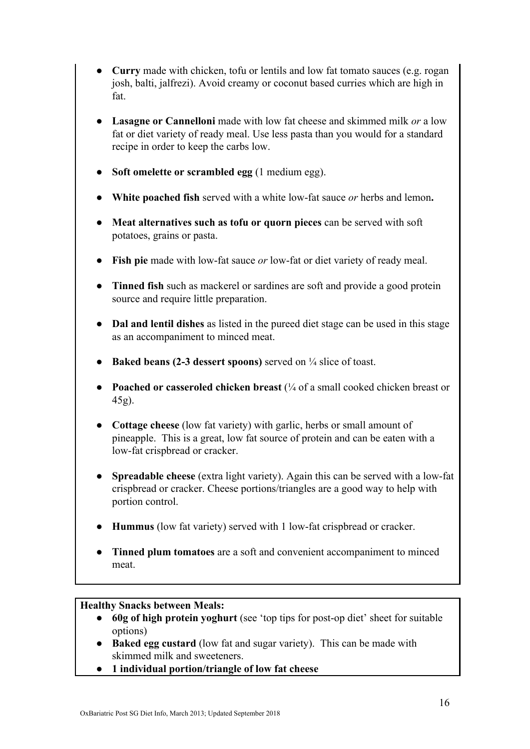- **Curry** made with chicken, tofu or lentils and low fat tomato sauces (e.g. rogan josh, balti, jalfrezi). Avoid creamy or coconut based curries which are high in fat.

- **Lasagne or Cannelloni** made with low fat cheese and skimmed milk *or* a low fat or diet variety of ready meal. Use less pasta than you would for a standard recipe in order to keep the carbs low.

- **Soft omelette or scrambled egg** (1 medium egg).

- **White poached fish** served with a white low-fat sauce *or* herbs and lemon**.**

- **Meat alternatives such as tofu or quorn pieces** can be served with soft potatoes, grains or pasta.

- **Fish pie** made with low-fat sauce *or* low-fat or diet variety of ready meal.

- **Tinned fish** such as mackerel or sardines are soft and provide a good protein source and require little preparation.

- **Dal and lentil dishes** as listed in the pureed diet stage can be used in this stage as an accompaniment to minced meat.

- **Baked beans (2-3 dessert spoons)** served on ¼ slice of toast.

- **Poached or casseroled chicken breast** (¼ of a small cooked chicken breast or 45g).

- **Cottage cheese** (low fat variety) with garlic, herbs or small amount of pineapple. This is a great, low fat source of protein and can be eaten with a low-fat crispbread or cracker.

- **Spreadable cheese** (extra light variety). Again this can be served with a low-fat crispbread or cracker. Cheese portions/triangles are a good way to help with portion control.

- **Hummus** (low fat variety) served with 1 low-fat crispbread or cracker.

- **Tinned plum tomatoes** are a soft and convenient accompaniment to minced meat.

**Healthy Snacks between Meals:**

- **60g of high protein yoghurt** (see 'top tips for post-op diet' sheet for suitable options)
- **Baked egg custard** (low fat and sugar variety). This can be made with skimmed milk and sweeteners.
- **1 individual portion/triangle of low fat cheese**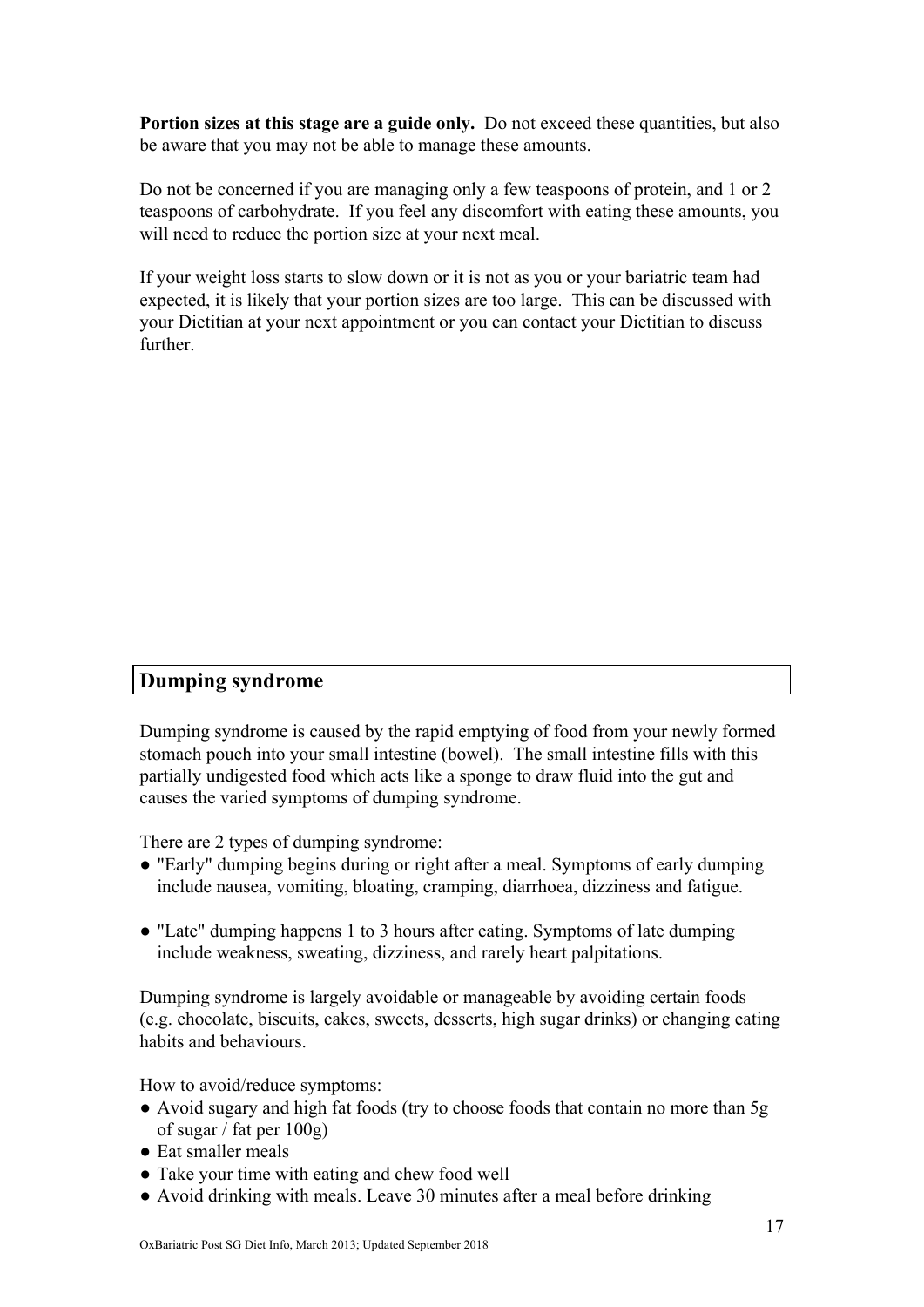**Portion sizes at this stage are a guide only.** Do not exceed these quantities, but also be aware that you may not be able to manage these amounts.

Do not be concerned if you are managing only a few teaspoons of protein, and 1 or 2 teaspoons of carbohydrate. If you feel any discomfort with eating these amounts, you will need to reduce the portion size at your next meal.

If your weight loss starts to slow down or it is not as you or your bariatric team had expected, it is likely that your portion sizes are too large. This can be discussed with your Dietitian at your next appointment or you can contact your Dietitian to discuss further.

## Dumping syndrome

Dumping syndrome is caused by the rapid emptying of food from your newly formed stomach pouch into your small intestine (bowel). The small intestine fills with this partially undigested food which acts like a sponge to draw fluid into the gut and causes the varied symptoms of dumping syndrome.

There are 2 types of dumping syndrome:

- "Early" dumping begins during or right after a meal. Symptoms of early dumping include nausea, vomiting, bloating, cramping, diarrhoea, dizziness and fatigue.
- "Late" dumping happens 1 to 3 hours after eating. Symptoms of late dumping include weakness, sweating, dizziness, and rarely heart palpitations.

Dumping syndrome is largely avoidable or manageable by avoiding certain foods (e.g. chocolate, biscuits, cakes, sweets, desserts, high sugar drinks) or changing eating habits and behaviours.

How to avoid/reduce symptoms:

- Avoid sugary and high fat foods (try to choose foods that contain no more than 5g of sugar / fat per 100g)
- Eat smaller meals
- Take your time with eating and chew food well
- Avoid drinking with meals. Leave 30 minutes after a meal before drinking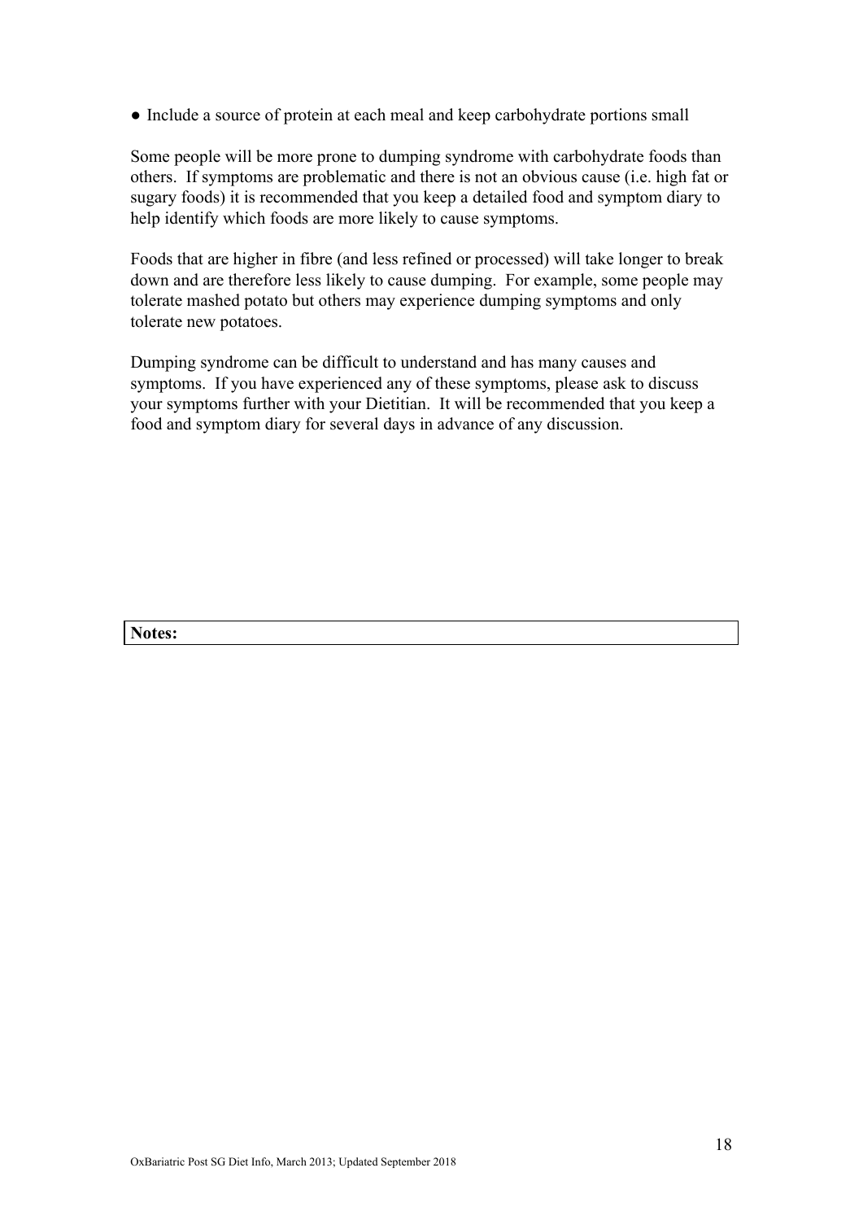- Include a source of protein at each meal and keep carbohydrate portions small

Some people will be more prone to dumping syndrome with carbohydrate foods than others. If symptoms are problematic and there is not an obvious cause (i.e. high fat or sugary foods) it is recommended that you keep a detailed food and symptom diary to help identify which foods are more likely to cause symptoms.

Foods that are higher in fibre (and less refined or processed) will take longer to break down and are therefore less likely to cause dumping. For example, some people may tolerate mashed potato but others may experience dumping symptoms and only tolerate new potatoes.

Dumping syndrome can be difficult to understand and has many causes and symptoms. If you have experienced any of these symptoms, please ask to discuss your symptoms further with your Dietitian. It will be recommended that you keep a food and symptom diary for several days in advance of any discussion.

| **Notes:** |
| --- |